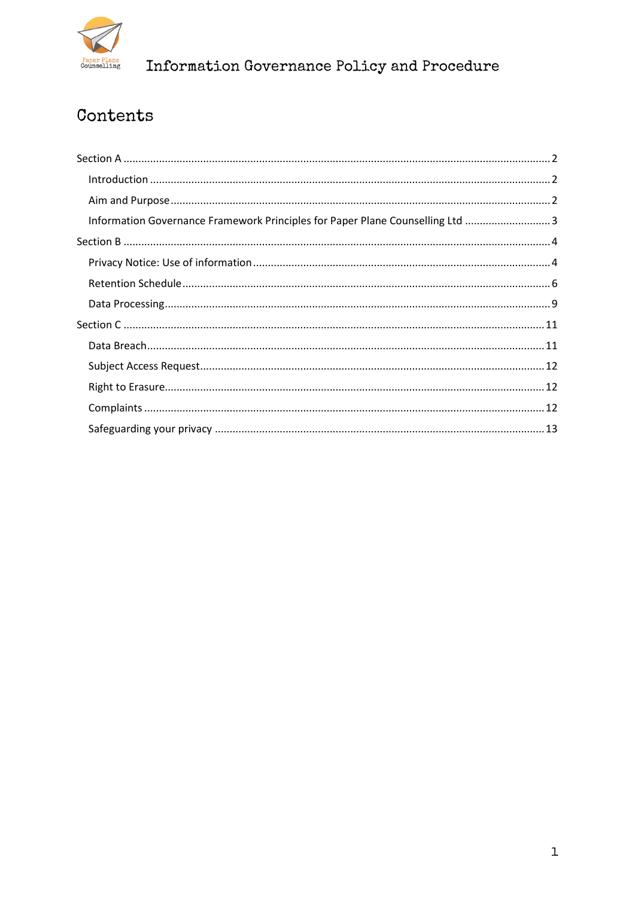# Information Governance Policy and Procedure

## Contents

Section A ........................................................................................................................... 2

- Introduction ..................................................................................................................... 2
- Aim and Purpose .............................................................................................................. 2
- Information Governance Framework Principles for Paper Plane Counselling Ltd ............................ 3

Section B ........................................................................................................................... 4

- Privacy Notice: Use of information .................................................................................... 4
- Retention Schedule .......................................................................................................... 6
- Data Processing ................................................................................................................ 9

Section C ........................................................................................................................... 11

- Data Breach ..................................................................................................................... 11
- Subject Access Request .................................................................................................... 12
- Right to Erasure ................................................................................................................ 12
- Complaints ....................................................................................................................... 12
- Safeguarding your privacy ............................................................................................... 13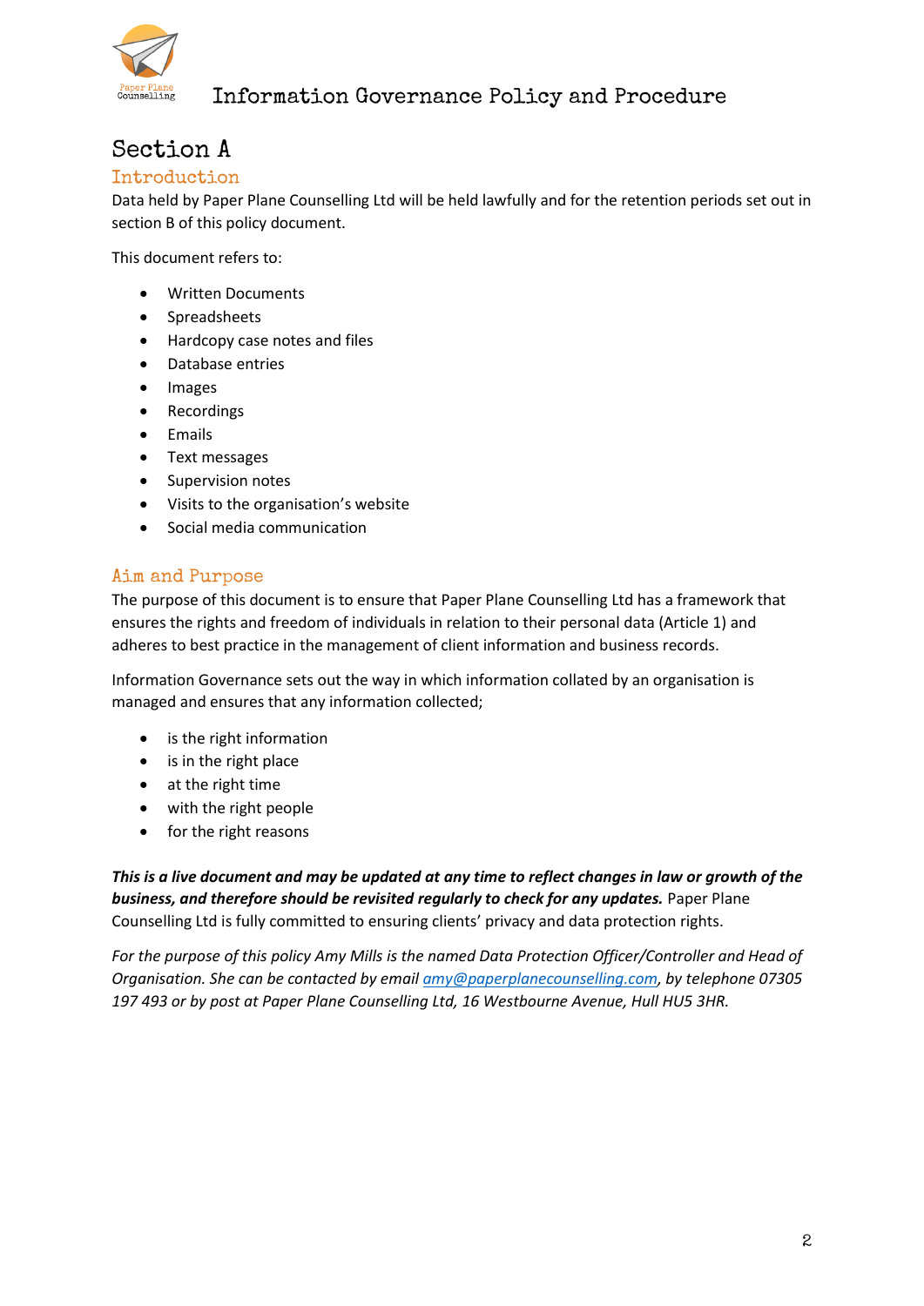# Section A

## Introduction

Data held by Paper Plane Counselling Ltd will be held lawfully and for the retention periods set out in section B of this policy document.

This document refers to:

- Written Documents
- Spreadsheets
- Hardcopy case notes and files
- Database entries
- Images
- Recordings
- Emails
- Text messages
- Supervision notes
- Visits to the organisation's website
- Social media communication

## Aim and Purpose

The purpose of this document is to ensure that Paper Plane Counselling Ltd has a framework that ensures the rights and freedom of individuals in relation to their personal data (Article 1) and adheres to best practice in the management of client information and business records.

Information Governance sets out the way in which information collated by an organisation is managed and ensures that any information collected;

- is the right information
- is in the right place
- at the right time
- with the right people
- for the right reasons

***This is a live document and may be updated at any time to reflect changes in law or growth of the business, and therefore should be revisited regularly to check for any updates.*** Paper Plane Counselling Ltd is fully committed to ensuring clients' privacy and data protection rights.

*For the purpose of this policy Amy Mills is the named Data Protection Officer/Controller and Head of Organisation. She can be contacted by email amy@paperplanecounselling.com, by telephone 07305 197 493 or by post at Paper Plane Counselling Ltd, 16 Westbourne Avenue, Hull HU5 3HR.*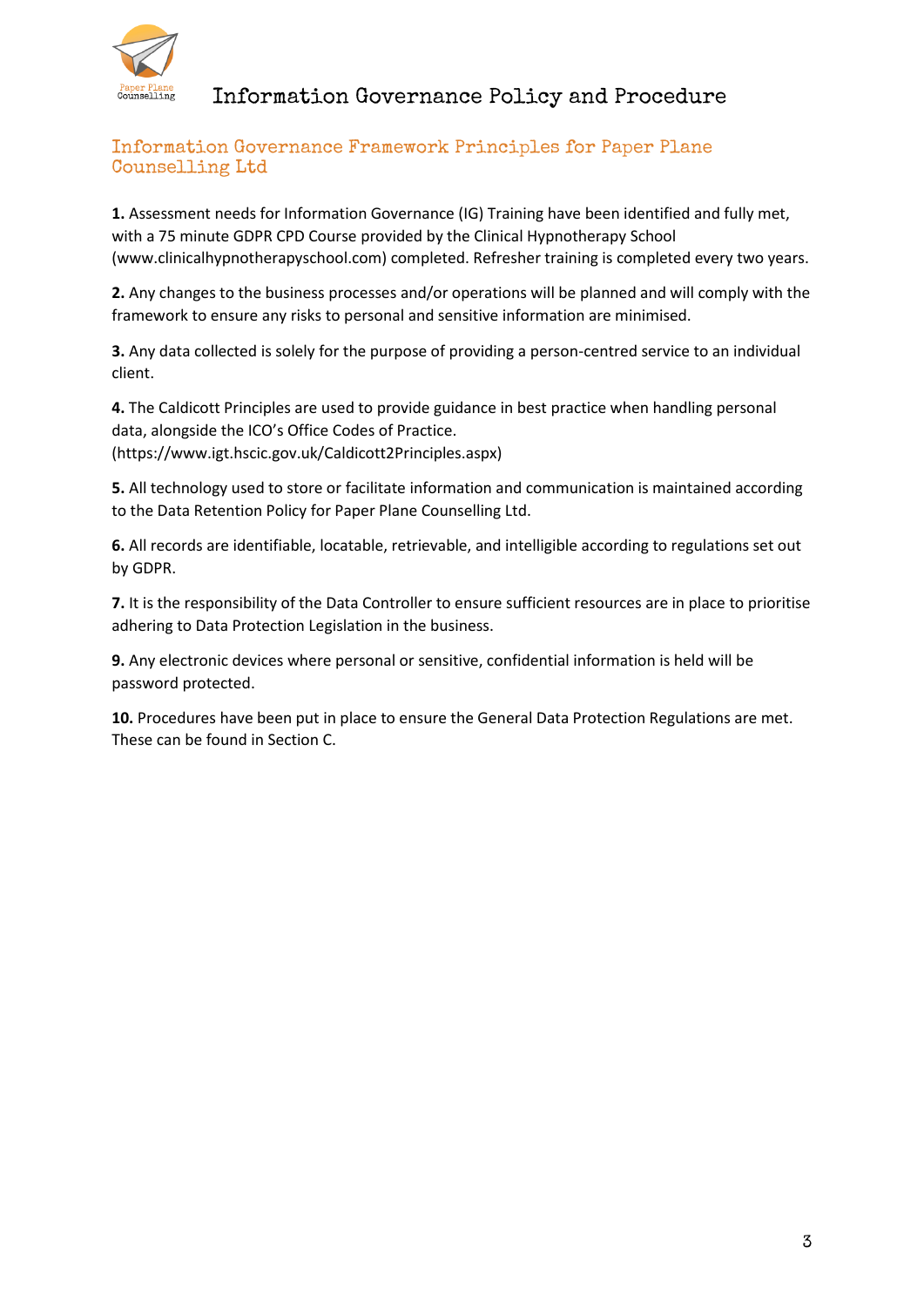## Information Governance Framework Principles for Paper Plane Counselling Ltd

**1.** Assessment needs for Information Governance (IG) Training have been identified and fully met, with a 75 minute GDPR CPD Course provided by the Clinical Hypnotherapy School (www.clinicalhypnotherapyschool.com) completed. Refresher training is completed every two years.

**2.** Any changes to the business processes and/or operations will be planned and will comply with the framework to ensure any risks to personal and sensitive information are minimised.

**3.** Any data collected is solely for the purpose of providing a person-centred service to an individual client.

**4.** The Caldicott Principles are used to provide guidance in best practice when handling personal data, alongside the ICO's Office Codes of Practice. (https://www.igt.hscic.gov.uk/Caldicott2Principles.aspx)

**5.** All technology used to store or facilitate information and communication is maintained according to the Data Retention Policy for Paper Plane Counselling Ltd.

**6.** All records are identifiable, locatable, retrievable, and intelligible according to regulations set out by GDPR.

**7.** It is the responsibility of the Data Controller to ensure sufficient resources are in place to prioritise adhering to Data Protection Legislation in the business.

**9.** Any electronic devices where personal or sensitive, confidential information is held will be password protected.

**10.** Procedures have been put in place to ensure the General Data Protection Regulations are met. These can be found in Section C.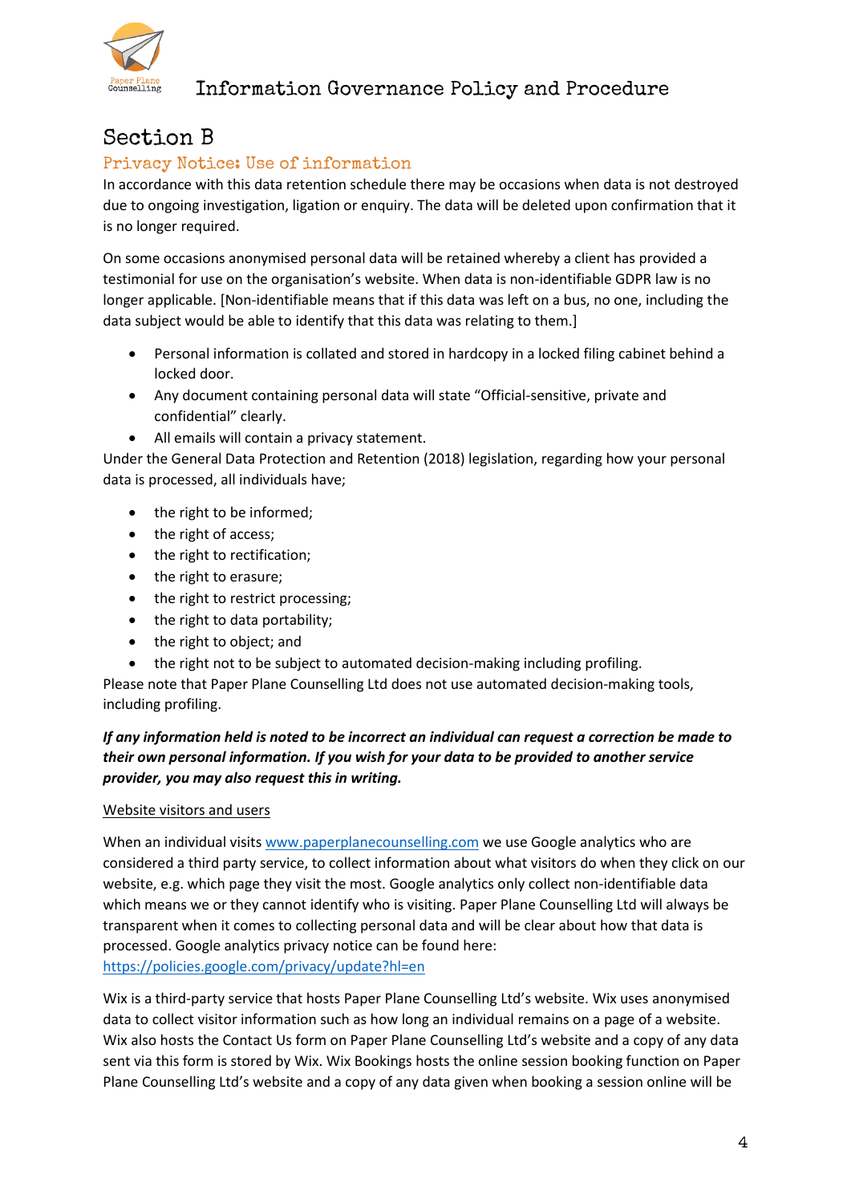# Section B

## Privacy Notice: Use of information

In accordance with this data retention schedule there may be occasions when data is not destroyed due to ongoing investigation, ligation or enquiry. The data will be deleted upon confirmation that it is no longer required.

On some occasions anonymised personal data will be retained whereby a client has provided a testimonial for use on the organisation's website. When data is non-identifiable GDPR law is no longer applicable. [Non-identifiable means that if this data was left on a bus, no one, including the data subject would be able to identify that this data was relating to them.]

- Personal information is collated and stored in hardcopy in a locked filing cabinet behind a locked door.
- Any document containing personal data will state "Official-sensitive, private and confidential" clearly.
- All emails will contain a privacy statement.

Under the General Data Protection and Retention (2018) legislation, regarding how your personal data is processed, all individuals have;

- the right to be informed;
- the right of access;
- the right to rectification;
- the right to erasure;
- the right to restrict processing;
- the right to data portability;
- the right to object; and
- the right not to be subject to automated decision-making including profiling.

Please note that Paper Plane Counselling Ltd does not use automated decision-making tools, including profiling.

***If any information held is noted to be incorrect an individual can request a correction be made to their own personal information. If you wish for your data to be provided to another service provider, you may also request this in writing.***

<u>Website visitors and users</u>

When an individual visits [www.paperplanecounselling.com](www.paperplanecounselling.com) we use Google analytics who are considered a third party service, to collect information about what visitors do when they click on our website, e.g. which page they visit the most. Google analytics only collect non-identifiable data which means we or they cannot identify who is visiting. Paper Plane Counselling Ltd will always be transparent when it comes to collecting personal data and will be clear about how that data is processed. Google analytics privacy notice can be found here: [https://policies.google.com/privacy/update?hl=en](https://policies.google.com/privacy/update?hl=en)

Wix is a third-party service that hosts Paper Plane Counselling Ltd's website. Wix uses anonymised data to collect visitor information such as how long an individual remains on a page of a website. Wix also hosts the Contact Us form on Paper Plane Counselling Ltd's website and a copy of any data sent via this form is stored by Wix. Wix Bookings hosts the online session booking function on Paper Plane Counselling Ltd's website and a copy of any data given when booking a session online will be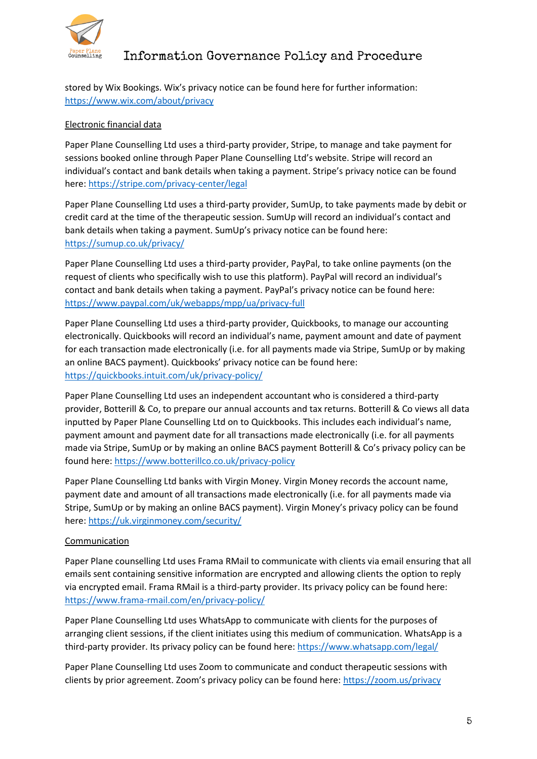stored by Wix Bookings. Wix's privacy notice can be found here for further information: https://www.wix.com/about/privacy

Electronic financial data

Paper Plane Counselling Ltd uses a third-party provider, Stripe, to manage and take payment for sessions booked online through Paper Plane Counselling Ltd's website. Stripe will record an individual's contact and bank details when taking a payment. Stripe's privacy notice can be found here: https://stripe.com/privacy-center/legal

Paper Plane Counselling Ltd uses a third-party provider, SumUp, to take payments made by debit or credit card at the time of the therapeutic session. SumUp will record an individual's contact and bank details when taking a payment. SumUp's privacy notice can be found here: https://sumup.co.uk/privacy/

Paper Plane Counselling Ltd uses a third-party provider, PayPal, to take online payments (on the request of clients who specifically wish to use this platform). PayPal will record an individual's contact and bank details when taking a payment. PayPal's privacy notice can be found here: https://www.paypal.com/uk/webapps/mpp/ua/privacy-full

Paper Plane Counselling Ltd uses a third-party provider, Quickbooks, to manage our accounting electronically. Quickbooks will record an individual's name, payment amount and date of payment for each transaction made electronically (i.e. for all payments made via Stripe, SumUp or by making an online BACS payment). Quickbooks' privacy notice can be found here: https://quickbooks.intuit.com/uk/privacy-policy/

Paper Plane Counselling Ltd uses an independent accountant who is considered a third-party provider, Botterill & Co, to prepare our annual accounts and tax returns. Botterill & Co views all data inputted by Paper Plane Counselling Ltd on to Quickbooks. This includes each individual's name, payment amount and payment date for all transactions made electronically (i.e. for all payments made via Stripe, SumUp or by making an online BACS payment Botterill & Co's privacy policy can be found here: https://www.botterillco.co.uk/privacy-policy

Paper Plane Counselling Ltd banks with Virgin Money. Virgin Money records the account name, payment date and amount of all transactions made electronically (i.e. for all payments made via Stripe, SumUp or by making an online BACS payment). Virgin Money's privacy policy can be found here: https://uk.virginmoney.com/security/

Communication

Paper Plane counselling Ltd uses Frama RMail to communicate with clients via email ensuring that all emails sent containing sensitive information are encrypted and allowing clients the option to reply via encrypted email. Frama RMail is a third-party provider. Its privacy policy can be found here: https://www.frama-rmail.com/en/privacy-policy/

Paper Plane Counselling Ltd uses WhatsApp to communicate with clients for the purposes of arranging client sessions, if the client initiates using this medium of communication. WhatsApp is a third-party provider. Its privacy policy can be found here: https://www.whatsapp.com/legal/

Paper Plane Counselling Ltd uses Zoom to communicate and conduct therapeutic sessions with clients by prior agreement. Zoom's privacy policy can be found here: https://zoom.us/privacy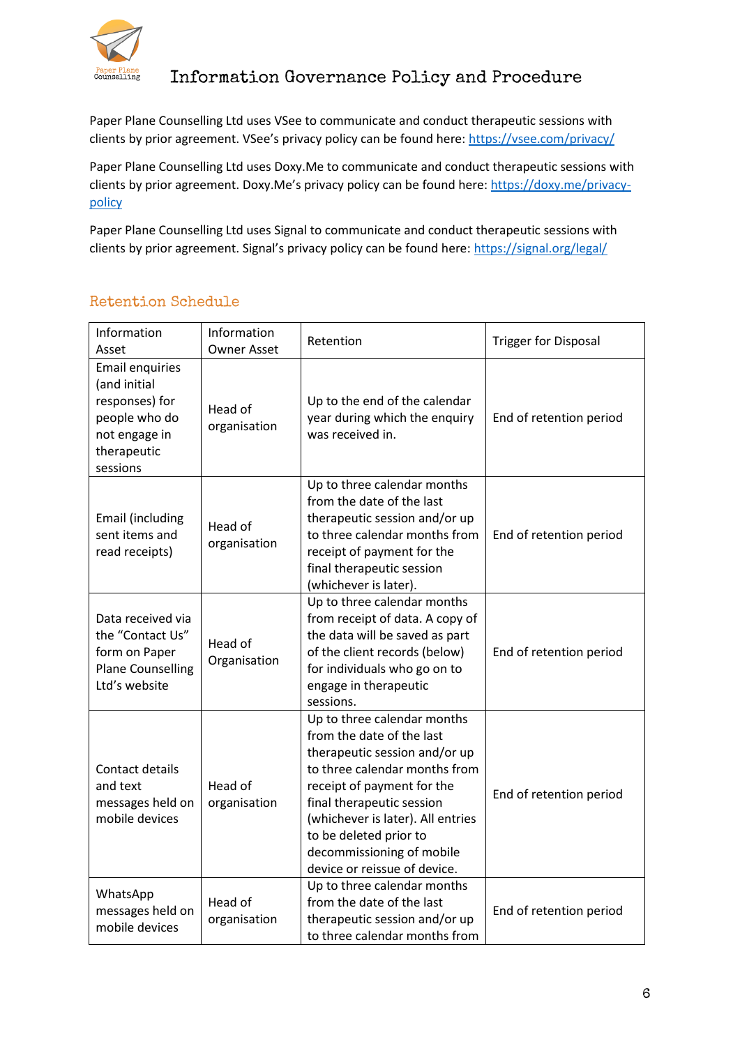Paper Plane Counselling Ltd uses VSee to communicate and conduct therapeutic sessions with clients by prior agreement. VSee's privacy policy can be found here: https://vsee.com/privacy/

Paper Plane Counselling Ltd uses Doxy.Me to communicate and conduct therapeutic sessions with clients by prior agreement. Doxy.Me's privacy policy can be found here: https://doxy.me/privacy-policy

Paper Plane Counselling Ltd uses Signal to communicate and conduct therapeutic sessions with clients by prior agreement. Signal's privacy policy can be found here: https://signal.org/legal/

## Retention Schedule

| Information Asset | Information Owner Asset | Retention | Trigger for Disposal |
|---|---|---|---|
| Email enquiries (and initial responses) for people who do not engage in therapeutic sessions | Head of organisation | Up to the end of the calendar year during which the enquiry was received in. | End of retention period |
| Email (including sent items and read receipts) | Head of organisation | Up to three calendar months from the date of the last therapeutic session and/or up to three calendar months from receipt of payment for the final therapeutic session (whichever is later). | End of retention period |
| Data received via the "Contact Us" form on Paper Plane Counselling Ltd's website | Head of Organisation | Up to three calendar months from receipt of data. A copy of the data will be saved as part of the client records (below) for individuals who go on to engage in therapeutic sessions. | End of retention period |
| Contact details and text messages held on mobile devices | Head of organisation | Up to three calendar months from the date of the last therapeutic session and/or up to three calendar months from receipt of payment for the final therapeutic session (whichever is later). All entries to be deleted prior to decommissioning of mobile device or reissue of device. | End of retention period |
| WhatsApp messages held on mobile devices | Head of organisation | Up to three calendar months from the date of the last therapeutic session and/or up to three calendar months from | End of retention period |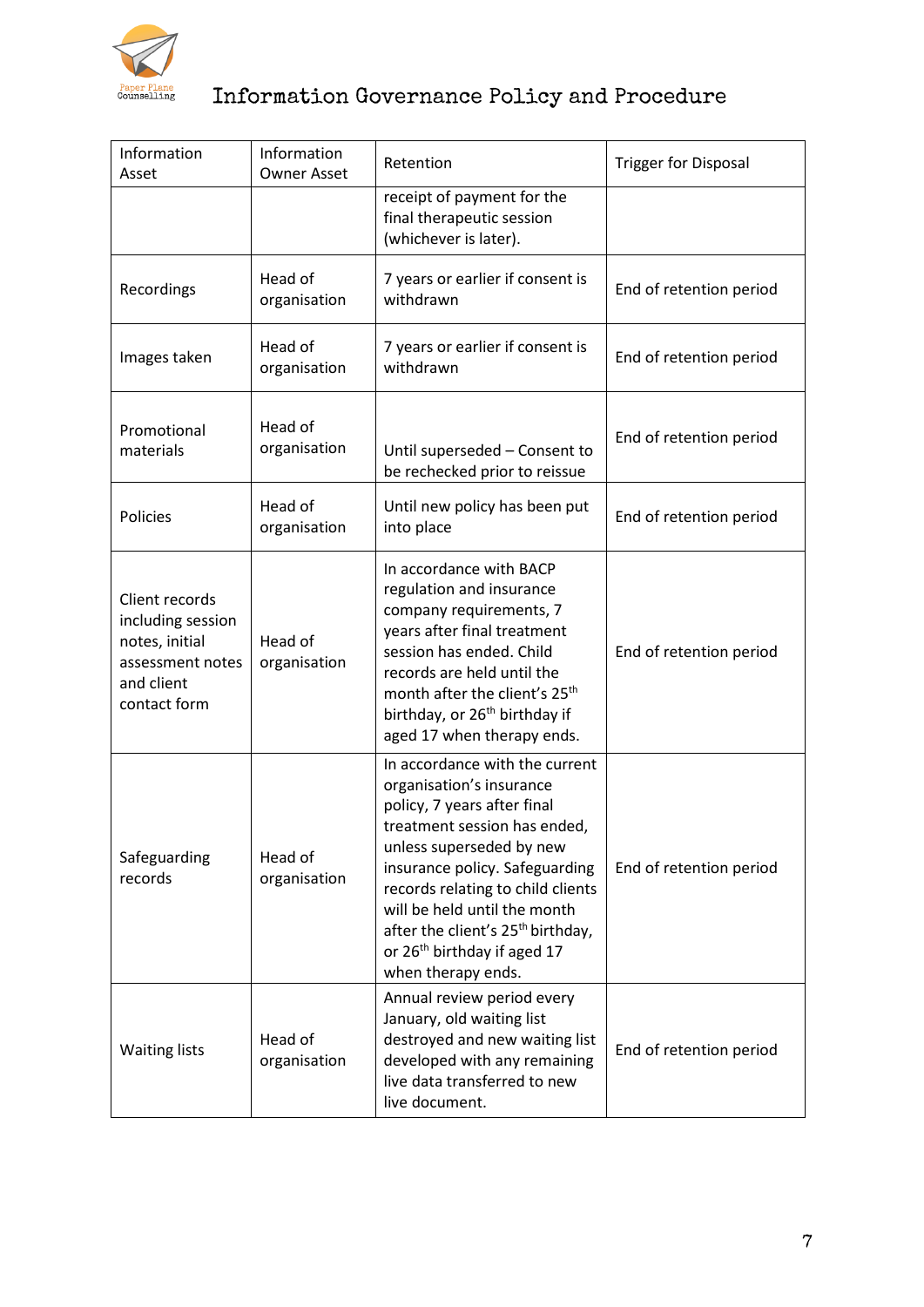| Information Asset | Information Owner Asset | Retention | Trigger for Disposal |
|---|---|---|---|
| | | receipt of payment for the final therapeutic session (whichever is later). | |
| Recordings | Head of organisation | 7 years or earlier if consent is withdrawn | End of retention period |
| Images taken | Head of organisation | 7 years or earlier if consent is withdrawn | End of retention period |
| Promotional materials | Head of organisation | Until superseded – Consent to be rechecked prior to reissue | End of retention period |
| Policies | Head of organisation | Until new policy has been put into place | End of retention period |
| Client records including session notes, initial assessment notes and client contact form | Head of organisation | In accordance with BACP regulation and insurance company requirements, 7 years after final treatment session has ended. Child records are held until the month after the client's 25th birthday, or 26th birthday if aged 17 when therapy ends. | End of retention period |
| Safeguarding records | Head of organisation | In accordance with the current organisation's insurance policy, 7 years after final treatment session has ended, unless superseded by new insurance policy. Safeguarding records relating to child clients will be held until the month after the client's 25th birthday, or 26th birthday if aged 17 when therapy ends. | End of retention period |
| Waiting lists | Head of organisation | Annual review period every January, old waiting list destroyed and new waiting list developed with any remaining live data transferred to new live document. | End of retention period |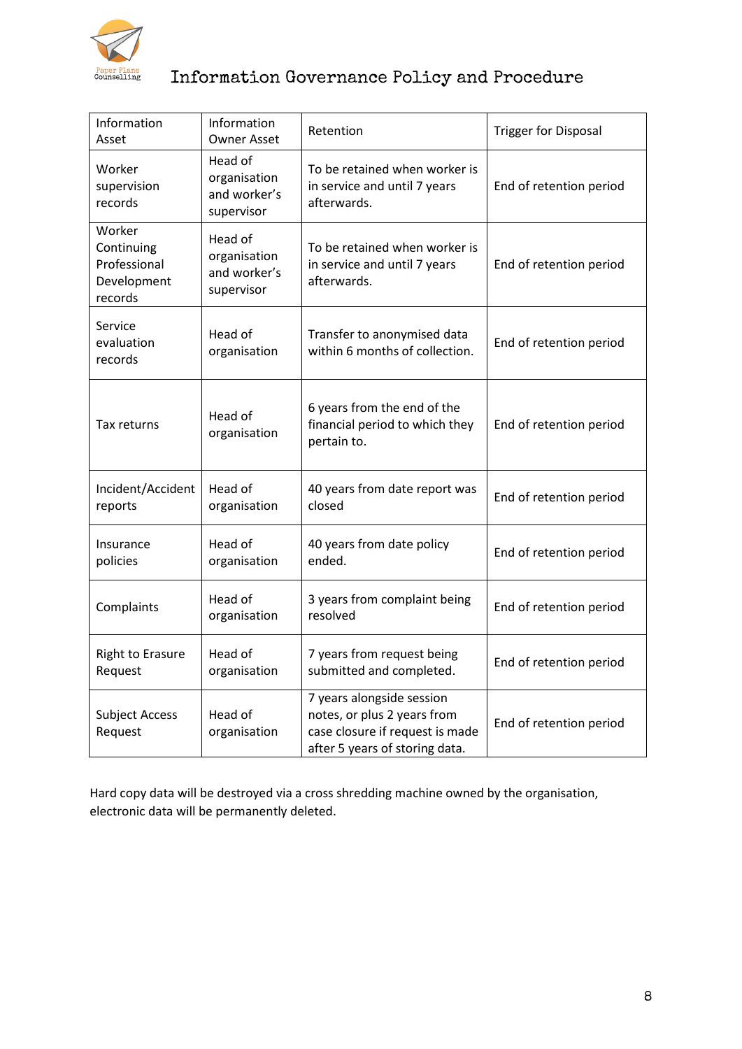| Information Asset | Information Owner Asset | Retention | Trigger for Disposal |
|---|---|---|---|
| Worker supervision records | Head of organisation and worker's supervisor | To be retained when worker is in service and until 7 years afterwards. | End of retention period |
| Worker Continuing Professional Development records | Head of organisation and worker's supervisor | To be retained when worker is in service and until 7 years afterwards. | End of retention period |
| Service evaluation records | Head of organisation | Transfer to anonymised data within 6 months of collection. | End of retention period |
| Tax returns | Head of organisation | 6 years from the end of the financial period to which they pertain to. | End of retention period |
| Incident/Accident reports | Head of organisation | 40 years from date report was closed | End of retention period |
| Insurance policies | Head of organisation | 40 years from date policy ended. | End of retention period |
| Complaints | Head of organisation | 3 years from complaint being resolved | End of retention period |
| Right to Erasure Request | Head of organisation | 7 years from request being submitted and completed. | End of retention period |
| Subject Access Request | Head of organisation | 7 years alongside session notes, or plus 2 years from case closure if request is made after 5 years of storing data. | End of retention period |

Hard copy data will be destroyed via a cross shredding machine owned by the organisation, electronic data will be permanently deleted.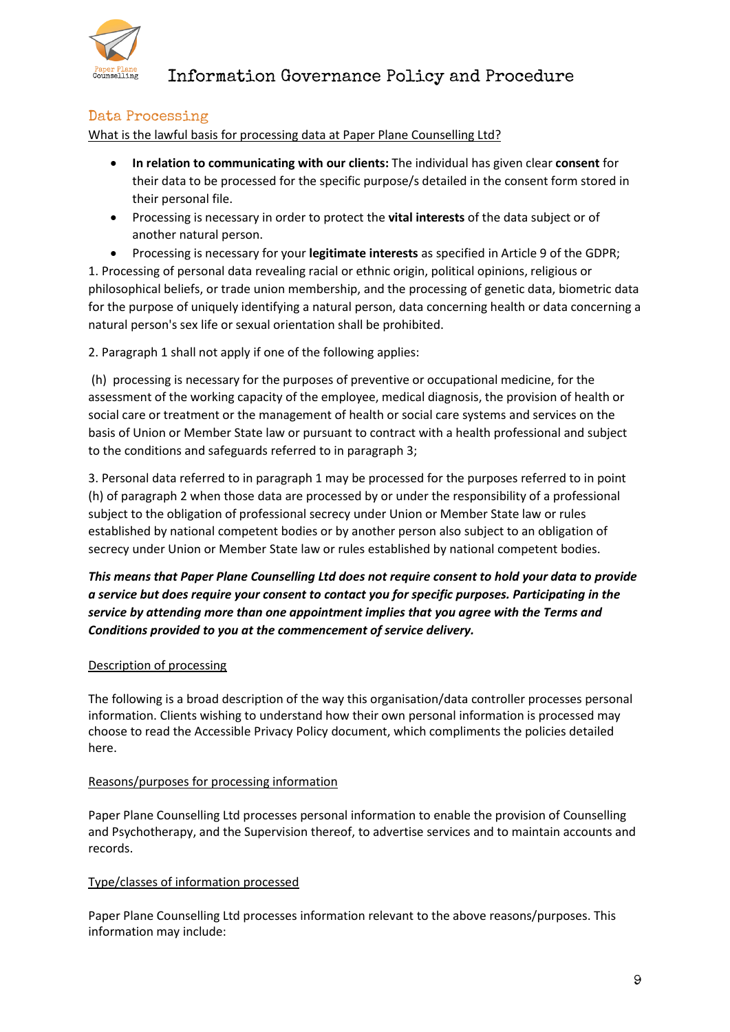## Data Processing

What is the lawful basis for processing data at Paper Plane Counselling Ltd?

- **In relation to communicating with our clients:** The individual has given clear **consent** for their data to be processed for the specific purpose/s detailed in the consent form stored in their personal file.
- Processing is necessary in order to protect the **vital interests** of the data subject or of another natural person.
- Processing is necessary for your **legitimate interests** as specified in Article 9 of the GDPR;

1. Processing of personal data revealing racial or ethnic origin, political opinions, religious or philosophical beliefs, or trade union membership, and the processing of genetic data, biometric data for the purpose of uniquely identifying a natural person, data concerning health or data concerning a natural person's sex life or sexual orientation shall be prohibited.

2. Paragraph 1 shall not apply if one of the following applies:

(h) processing is necessary for the purposes of preventive or occupational medicine, for the assessment of the working capacity of the employee, medical diagnosis, the provision of health or social care or treatment or the management of health or social care systems and services on the basis of Union or Member State law or pursuant to contract with a health professional and subject to the conditions and safeguards referred to in paragraph 3;

3. Personal data referred to in paragraph 1 may be processed for the purposes referred to in point (h) of paragraph 2 when those data are processed by or under the responsibility of a professional subject to the obligation of professional secrecy under Union or Member State law or rules established by national competent bodies or by another person also subject to an obligation of secrecy under Union or Member State law or rules established by national competent bodies.

***This means that Paper Plane Counselling Ltd does not require consent to hold your data to provide a service but does require your consent to contact you for specific purposes. Participating in the service by attending more than one appointment implies that you agree with the Terms and Conditions provided to you at the commencement of service delivery.***

Description of processing

The following is a broad description of the way this organisation/data controller processes personal information. Clients wishing to understand how their own personal information is processed may choose to read the Accessible Privacy Policy document, which compliments the policies detailed here.

Reasons/purposes for processing information

Paper Plane Counselling Ltd processes personal information to enable the provision of Counselling and Psychotherapy, and the Supervision thereof, to advertise services and to maintain accounts and records.

Type/classes of information processed

Paper Plane Counselling Ltd processes information relevant to the above reasons/purposes. This information may include: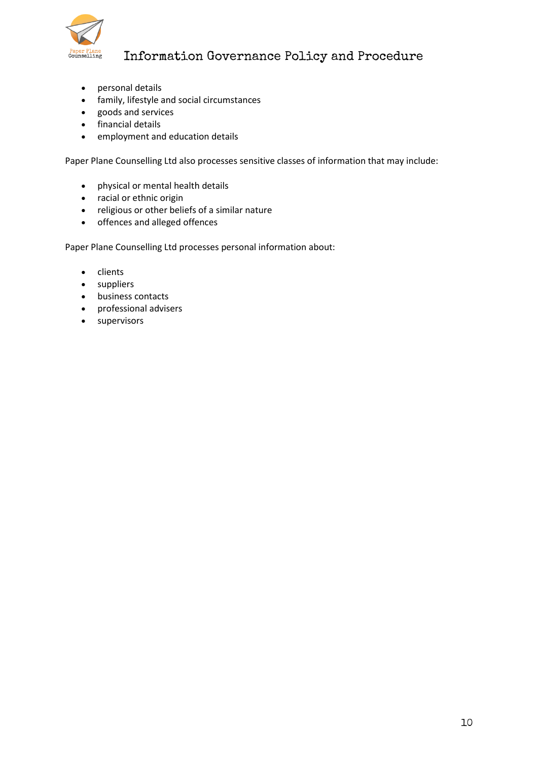- personal details
- family, lifestyle and social circumstances
- goods and services
- financial details
- employment and education details

Paper Plane Counselling Ltd also processes sensitive classes of information that may include:

- physical or mental health details
- racial or ethnic origin
- religious or other beliefs of a similar nature
- offences and alleged offences

Paper Plane Counselling Ltd processes personal information about:

- clients
- suppliers
- business contacts
- professional advisers
- supervisors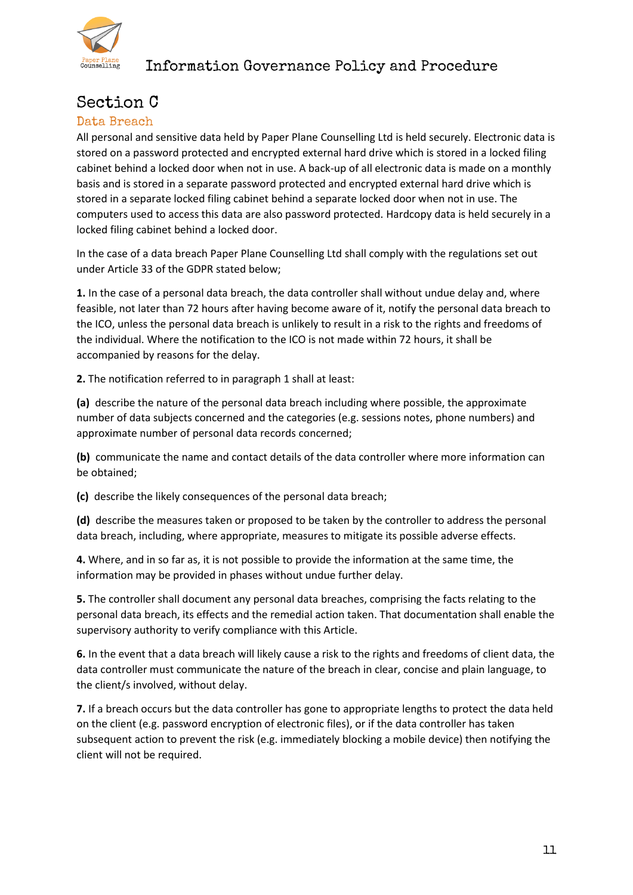# Section C

## Data Breach

All personal and sensitive data held by Paper Plane Counselling Ltd is held securely. Electronic data is stored on a password protected and encrypted external hard drive which is stored in a locked filing cabinet behind a locked door when not in use. A back-up of all electronic data is made on a monthly basis and is stored in a separate password protected and encrypted external hard drive which is stored in a separate locked filing cabinet behind a separate locked door when not in use. The computers used to access this data are also password protected. Hardcopy data is held securely in a locked filing cabinet behind a locked door.

In the case of a data breach Paper Plane Counselling Ltd shall comply with the regulations set out under Article 33 of the GDPR stated below;

**1.** In the case of a personal data breach, the data controller shall without undue delay and, where feasible, not later than 72 hours after having become aware of it, notify the personal data breach to the ICO, unless the personal data breach is unlikely to result in a risk to the rights and freedoms of the individual. Where the notification to the ICO is not made within 72 hours, it shall be accompanied by reasons for the delay.

**2.** The notification referred to in paragraph 1 shall at least:

**(a)** describe the nature of the personal data breach including where possible, the approximate number of data subjects concerned and the categories (e.g. sessions notes, phone numbers) and approximate number of personal data records concerned;

**(b)** communicate the name and contact details of the data controller where more information can be obtained;

**(c)** describe the likely consequences of the personal data breach;

**(d)** describe the measures taken or proposed to be taken by the controller to address the personal data breach, including, where appropriate, measures to mitigate its possible adverse effects.

**4.** Where, and in so far as, it is not possible to provide the information at the same time, the information may be provided in phases without undue further delay.

**5.** The controller shall document any personal data breaches, comprising the facts relating to the personal data breach, its effects and the remedial action taken. That documentation shall enable the supervisory authority to verify compliance with this Article.

**6.** In the event that a data breach will likely cause a risk to the rights and freedoms of client data, the data controller must communicate the nature of the breach in clear, concise and plain language, to the client/s involved, without delay.

**7.** If a breach occurs but the data controller has gone to appropriate lengths to protect the data held on the client (e.g. password encryption of electronic files), or if the data controller has taken subsequent action to prevent the risk (e.g. immediately blocking a mobile device) then notifying the client will not be required.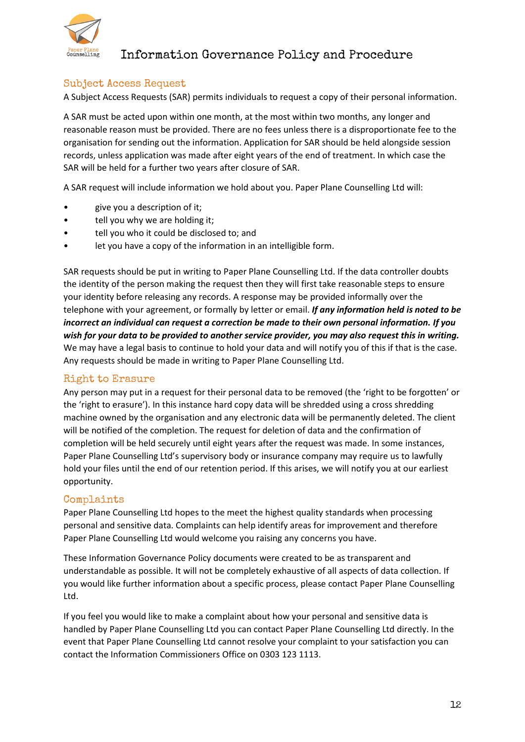## Subject Access Request

A Subject Access Requests (SAR) permits individuals to request a copy of their personal information.

A SAR must be acted upon within one month, at the most within two months, any longer and reasonable reason must be provided. There are no fees unless there is a disproportionate fee to the organisation for sending out the information. Application for SAR should be held alongside session records, unless application was made after eight years of the end of treatment. In which case the SAR will be held for a further two years after closure of SAR.

A SAR request will include information we hold about you. Paper Plane Counselling Ltd will:

- give you a description of it;
- tell you why we are holding it;
- tell you who it could be disclosed to; and
- let you have a copy of the information in an intelligible form.

SAR requests should be put in writing to Paper Plane Counselling Ltd. If the data controller doubts the identity of the person making the request then they will first take reasonable steps to ensure your identity before releasing any records. A response may be provided informally over the telephone with your agreement, or formally by letter or email. ***If any information held is noted to be incorrect an individual can request a correction be made to their own personal information. If you wish for your data to be provided to another service provider, you may also request this in writing.*** We may have a legal basis to continue to hold your data and will notify you of this if that is the case. Any requests should be made in writing to Paper Plane Counselling Ltd.

## Right to Erasure

Any person may put in a request for their personal data to be removed (the 'right to be forgotten' or the 'right to erasure'). In this instance hard copy data will be shredded using a cross shredding machine owned by the organisation and any electronic data will be permanently deleted. The client will be notified of the completion. The request for deletion of data and the confirmation of completion will be held securely until eight years after the request was made. In some instances, Paper Plane Counselling Ltd's supervisory body or insurance company may require us to lawfully hold your files until the end of our retention period. If this arises, we will notify you at our earliest opportunity.

## Complaints

Paper Plane Counselling Ltd hopes to the meet the highest quality standards when processing personal and sensitive data. Complaints can help identify areas for improvement and therefore Paper Plane Counselling Ltd would welcome you raising any concerns you have.

These Information Governance Policy documents were created to be as transparent and understandable as possible. It will not be completely exhaustive of all aspects of data collection. If you would like further information about a specific process, please contact Paper Plane Counselling Ltd.

If you feel you would like to make a complaint about how your personal and sensitive data is handled by Paper Plane Counselling Ltd you can contact Paper Plane Counselling Ltd directly. In the event that Paper Plane Counselling Ltd cannot resolve your complaint to your satisfaction you can contact the Information Commissioners Office on 0303 123 1113.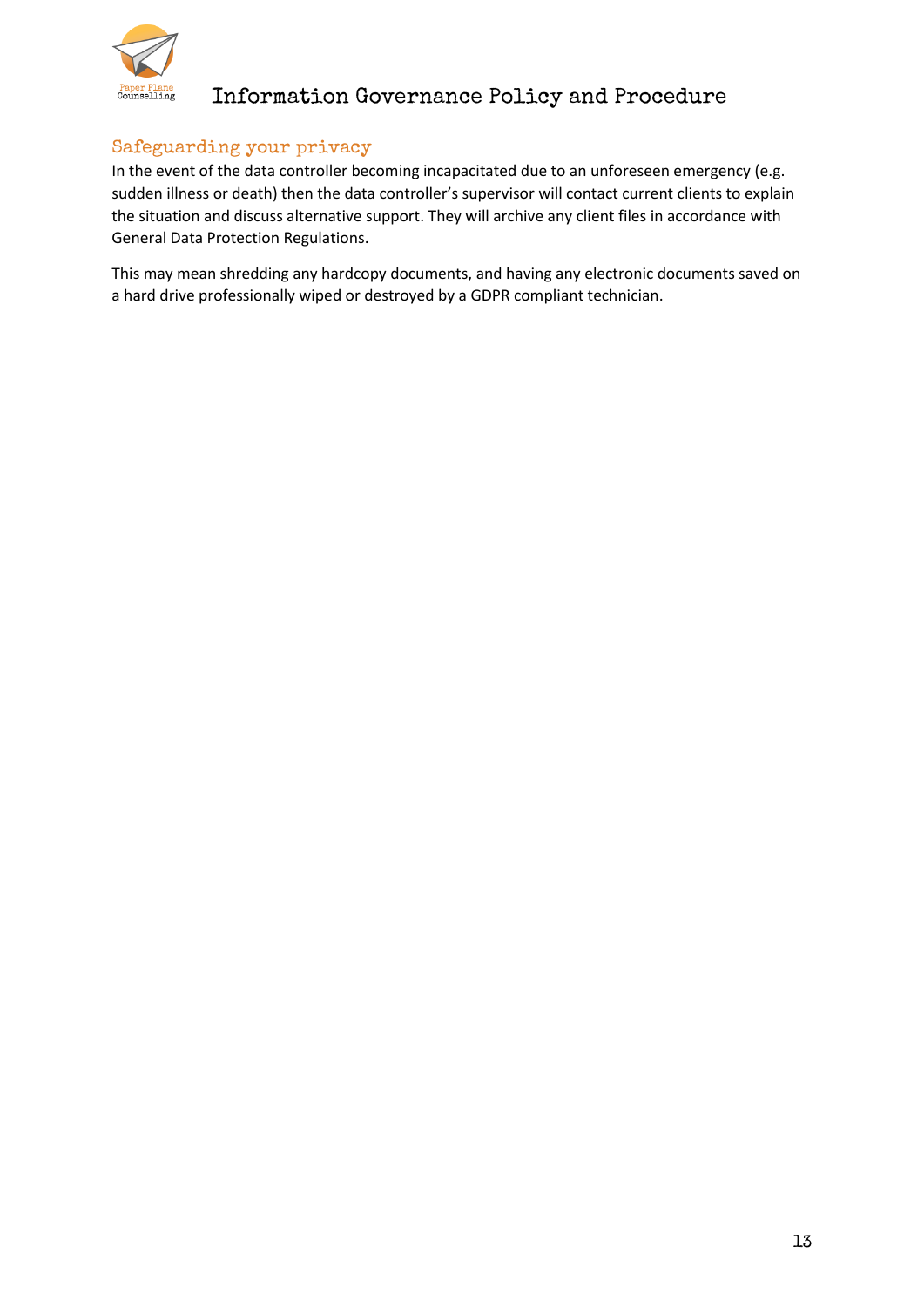## Safeguarding your privacy

In the event of the data controller becoming incapacitated due to an unforeseen emergency (e.g. sudden illness or death) then the data controller's supervisor will contact current clients to explain the situation and discuss alternative support. They will archive any client files in accordance with General Data Protection Regulations.

This may mean shredding any hardcopy documents, and having any electronic documents saved on a hard drive professionally wiped or destroyed by a GDPR compliant technician.